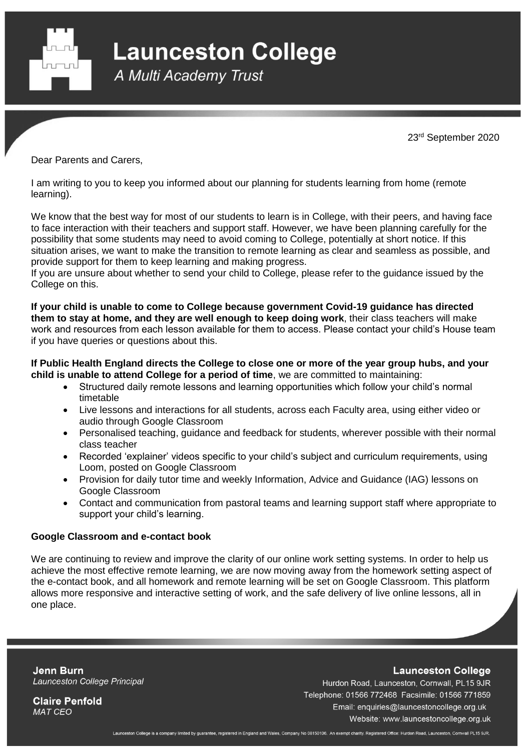# Launceston College

*A Multi Academy Trust*

23rd September 2020

Dear Parents and Carers,

I am writing to you to keep you informed about our planning for students learning from home (remote learning).

We know that the best way for most of our students to learn is in College, with their peers, and having face to face interaction with their teachers and support staff. However, we have been planning carefully for the possibility that some students may need to avoid coming to College, potentially at short notice. If this situation arises, we want to make the transition to remote learning as clear and seamless as possible, and provide support for them to keep learning and making progress.

If you are unsure about whether to send your child to College, please refer to the guidance issued by the College on this.

**If your child is unable to come to College because government Covid-19 guidance has directed them to stay at home, and they are well enough to keep doing work**, their class teachers will make work and resources from each lesson available for them to access. Please contact your child's House team if you have queries or questions about this.

**If Public Health England directs the College to close one or more of the year group hubs, and your child is unable to attend College for a period of time**, we are committed to maintaining:

- Structured daily remote lessons and learning opportunities which follow your child's normal timetable
- Live lessons and interactions for all students, across each Faculty area, using either video or audio through Google Classroom
- Personalised teaching, guidance and feedback for students, wherever possible with their normal class teacher
- Recorded 'explainer' videos specific to your child's subject and curriculum requirements, using Loom, posted on Google Classroom
- Provision for daily tutor time and weekly Information, Advice and Guidance (IAG) lessons on Google Classroom
- Contact and communication from pastoral teams and learning support staff where appropriate to support your child's learning.

**Google Classroom and e-contact book**

We are continuing to review and improve the clarity of our online work setting systems. In order to help us achieve the most effective remote learning, we are now moving away from the homework setting aspect of the e-contact book, and all homework and remote learning will be set on Google Classroom. This platform allows more responsive and interactive setting of work, and the safe delivery of live online lessons, all in one place.

**Jenn Burn**
*Launceston College Principal*

**Claire Penfold**
*MAT CEO*

**Launceston College**
Hurdon Road, Launceston, Cornwall, PL15 9JR
Telephone: 01566 772468 Facsimile: 01566 771859
Email: enquiries@launcestoncollege.org.uk
Website: www.launcestoncollege.org.uk

Launceston College is a company limited by guarantee, registered in England and Wales. Company No 08150106. An exempt charity. Registered Office: Hurdon Road, Launceston, Cornwall PL15 9JR.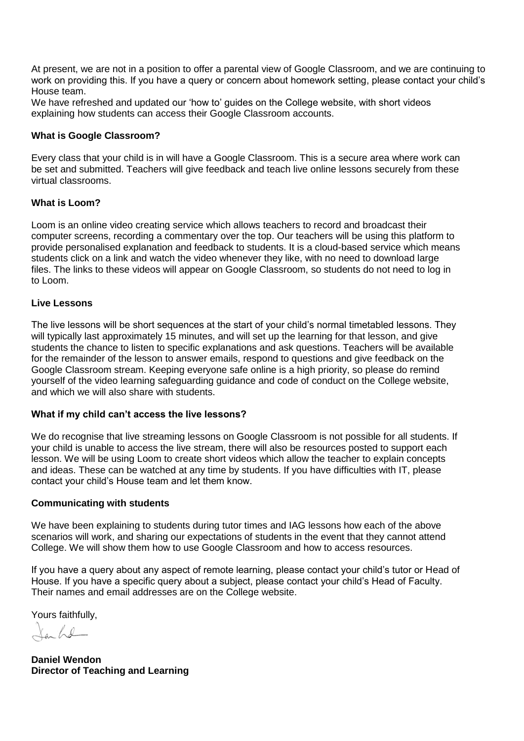At present, we are not in a position to offer a parental view of Google Classroom, and we are continuing to work on providing this. If you have a query or concern about homework setting, please contact your child's House team.
We have refreshed and updated our 'how to' guides on the College website, with short videos explaining how students can access their Google Classroom accounts.

**What is Google Classroom?**

Every class that your child is in will have a Google Classroom. This is a secure area where work can be set and submitted. Teachers will give feedback and teach live online lessons securely from these virtual classrooms.

**What is Loom?**

Loom is an online video creating service which allows teachers to record and broadcast their computer screens, recording a commentary over the top. Our teachers will be using this platform to provide personalised explanation and feedback to students. It is a cloud-based service which means students click on a link and watch the video whenever they like, with no need to download large files. The links to these videos will appear on Google Classroom, so students do not need to log in to Loom.

**Live Lessons**

The live lessons will be short sequences at the start of your child's normal timetabled lessons. They will typically last approximately 15 minutes, and will set up the learning for that lesson, and give students the chance to listen to specific explanations and ask questions. Teachers will be available for the remainder of the lesson to answer emails, respond to questions and give feedback on the Google Classroom stream. Keeping everyone safe online is a high priority, so please do remind yourself of the video learning safeguarding guidance and code of conduct on the College website, and which we will also share with students.

**What if my child can't access the live lessons?**

We do recognise that live streaming lessons on Google Classroom is not possible for all students. If your child is unable to access the live stream, there will also be resources posted to support each lesson. We will be using Loom to create short videos which allow the teacher to explain concepts and ideas. These can be watched at any time by students. If you have difficulties with IT, please contact your child's House team and let them know.

**Communicating with students**

We have been explaining to students during tutor times and IAG lessons how each of the above scenarios will work, and sharing our expectations of students in the event that they cannot attend College. We will show them how to use Google Classroom and how to access resources.

If you have a query about any aspect of remote learning, please contact your child's tutor or Head of House. If you have a specific query about a subject, please contact your child's Head of Faculty. Their names and email addresses are on the College website.

Yours faithfully,

**Daniel Wendon**
**Director of Teaching and Learning**